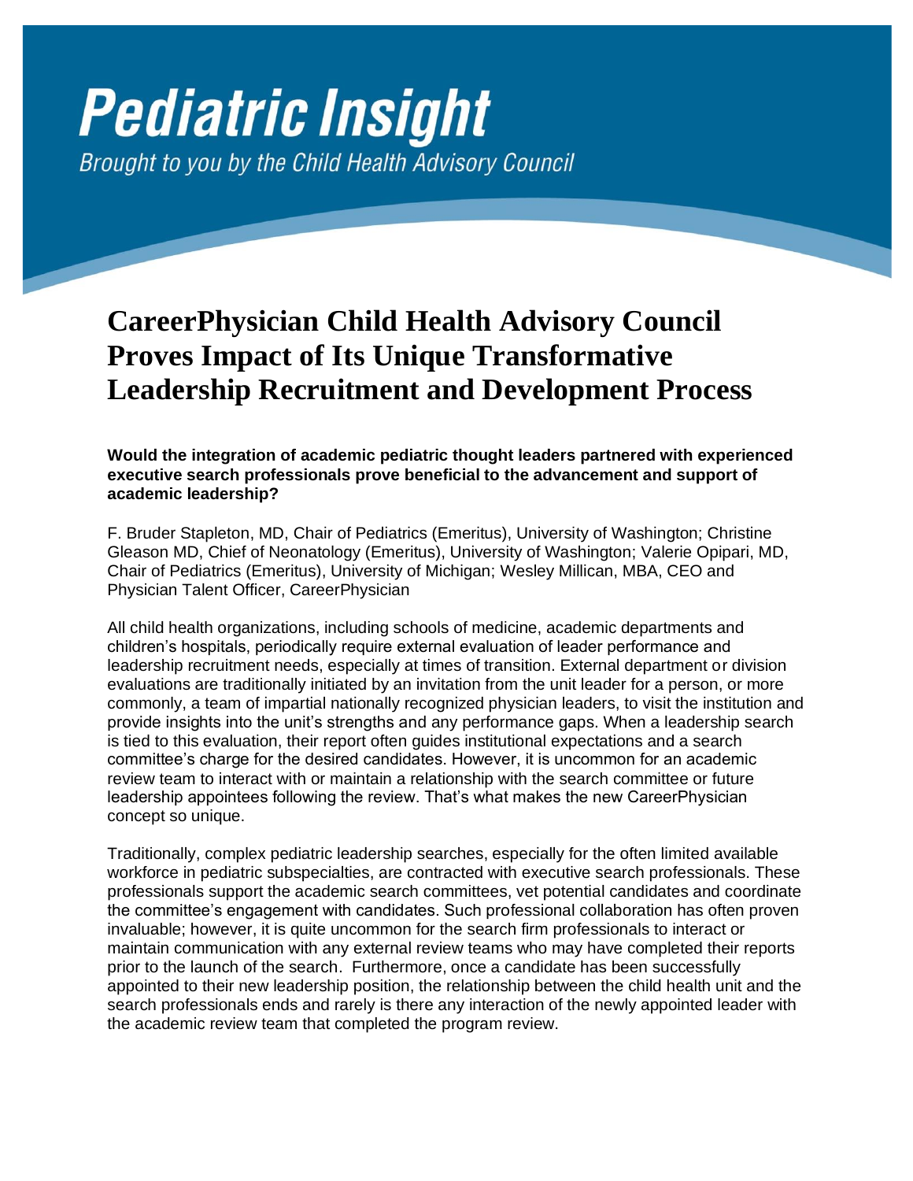# Pediatric Insight

*Brought to you by the Child Health Advisory Council*

## CareerPhysician Child Health Advisory Council Proves Impact of Its Unique Transformative Leadership Recruitment and Development Process

**Would the integration of academic pediatric thought leaders partnered with experienced executive search professionals prove beneficial to the advancement and support of academic leadership?**

F. Bruder Stapleton, MD, Chair of Pediatrics (Emeritus), University of Washington; Christine Gleason MD, Chief of Neonatology (Emeritus), University of Washington; Valerie Opipari, MD, Chair of Pediatrics (Emeritus), University of Michigan; Wesley Millican, MBA, CEO and Physician Talent Officer, CareerPhysician

All child health organizations, including schools of medicine, academic departments and children's hospitals, periodically require external evaluation of leader performance and leadership recruitment needs, especially at times of transition. External department or division evaluations are traditionally initiated by an invitation from the unit leader for a person, or more commonly, a team of impartial nationally recognized physician leaders, to visit the institution and provide insights into the unit's strengths and any performance gaps. When a leadership search is tied to this evaluation, their report often guides institutional expectations and a search committee's charge for the desired candidates. However, it is uncommon for an academic review team to interact with or maintain a relationship with the search committee or future leadership appointees following the review. That's what makes the new CareerPhysician concept so unique.

Traditionally, complex pediatric leadership searches, especially for the often limited available workforce in pediatric subspecialties, are contracted with executive search professionals. These professionals support the academic search committees, vet potential candidates and coordinate the committee's engagement with candidates. Such professional collaboration has often proven invaluable; however, it is quite uncommon for the search firm professionals to interact or maintain communication with any external review teams who may have completed their reports prior to the launch of the search. Furthermore, once a candidate has been successfully appointed to their new leadership position, the relationship between the child health unit and the search professionals ends and rarely is there any interaction of the newly appointed leader with the academic review team that completed the program review.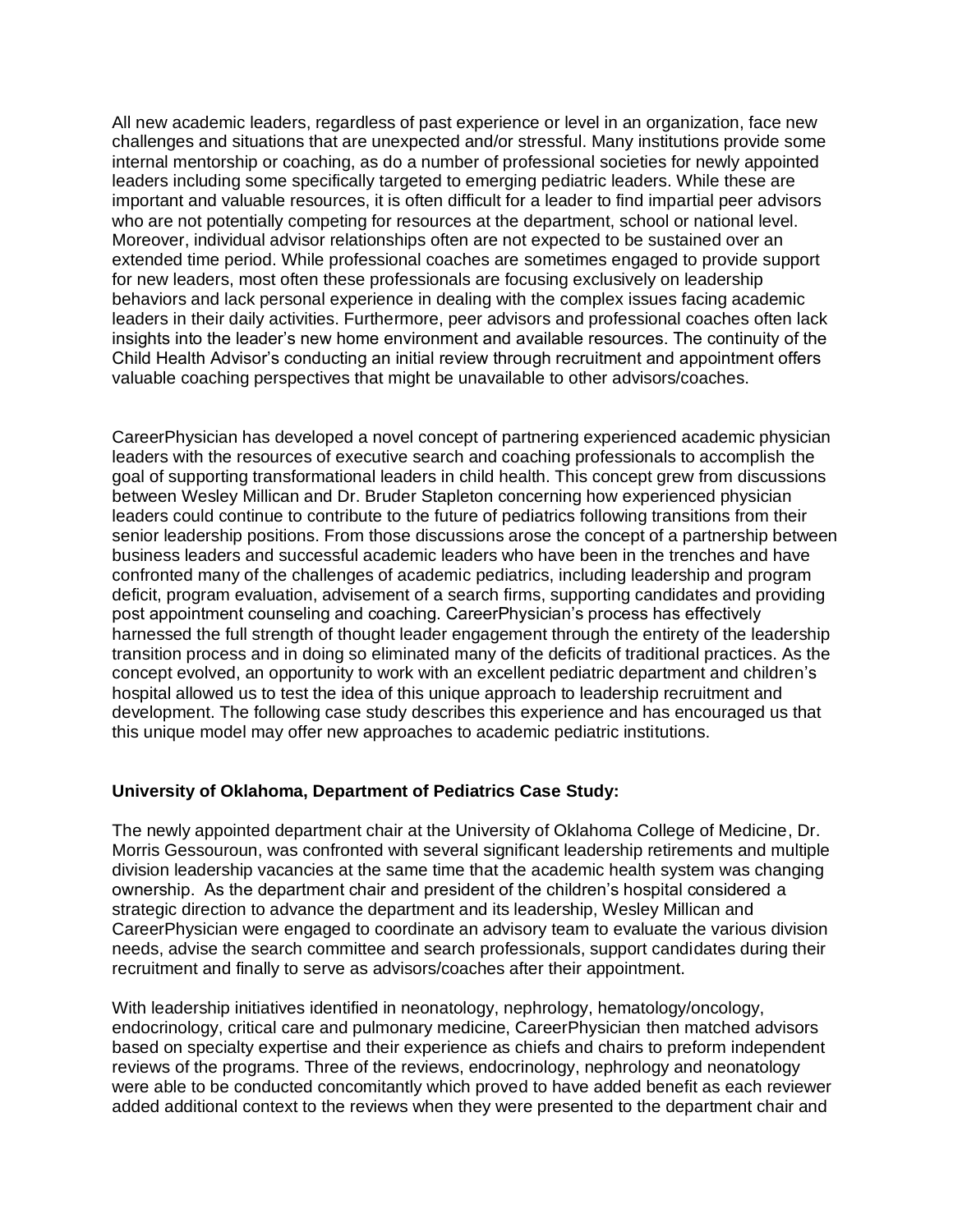All new academic leaders, regardless of past experience or level in an organization, face new challenges and situations that are unexpected and/or stressful. Many institutions provide some internal mentorship or coaching, as do a number of professional societies for newly appointed leaders including some specifically targeted to emerging pediatric leaders. While these are important and valuable resources, it is often difficult for a leader to find impartial peer advisors who are not potentially competing for resources at the department, school or national level. Moreover, individual advisor relationships often are not expected to be sustained over an extended time period. While professional coaches are sometimes engaged to provide support for new leaders, most often these professionals are focusing exclusively on leadership behaviors and lack personal experience in dealing with the complex issues facing academic leaders in their daily activities. Furthermore, peer advisors and professional coaches often lack insights into the leader's new home environment and available resources. The continuity of the Child Health Advisor's conducting an initial review through recruitment and appointment offers valuable coaching perspectives that might be unavailable to other advisors/coaches.

CareerPhysician has developed a novel concept of partnering experienced academic physician leaders with the resources of executive search and coaching professionals to accomplish the goal of supporting transformational leaders in child health. This concept grew from discussions between Wesley Millican and Dr. Bruder Stapleton concerning how experienced physician leaders could continue to contribute to the future of pediatrics following transitions from their senior leadership positions. From those discussions arose the concept of a partnership between business leaders and successful academic leaders who have been in the trenches and have confronted many of the challenges of academic pediatrics, including leadership and program deficit, program evaluation, advisement of a search firms, supporting candidates and providing post appointment counseling and coaching. CareerPhysician's process has effectively harnessed the full strength of thought leader engagement through the entirety of the leadership transition process and in doing so eliminated many of the deficits of traditional practices. As the concept evolved, an opportunity to work with an excellent pediatric department and children's hospital allowed us to test the idea of this unique approach to leadership recruitment and development. The following case study describes this experience and has encouraged us that this unique model may offer new approaches to academic pediatric institutions.

**University of Oklahoma, Department of Pediatrics Case Study:**

The newly appointed department chair at the University of Oklahoma College of Medicine, Dr. Morris Gessouroun, was confronted with several significant leadership retirements and multiple division leadership vacancies at the same time that the academic health system was changing ownership. As the department chair and president of the children's hospital considered a strategic direction to advance the department and its leadership, Wesley Millican and CareerPhysician were engaged to coordinate an advisory team to evaluate the various division needs, advise the search committee and search professionals, support candidates during their recruitment and finally to serve as advisors/coaches after their appointment.

With leadership initiatives identified in neonatology, nephrology, hematology/oncology, endocrinology, critical care and pulmonary medicine, CareerPhysician then matched advisors based on specialty expertise and their experience as chiefs and chairs to preform independent reviews of the programs. Three of the reviews, endocrinology, nephrology and neonatology were able to be conducted concomitantly which proved to have added benefit as each reviewer added additional context to the reviews when they were presented to the department chair and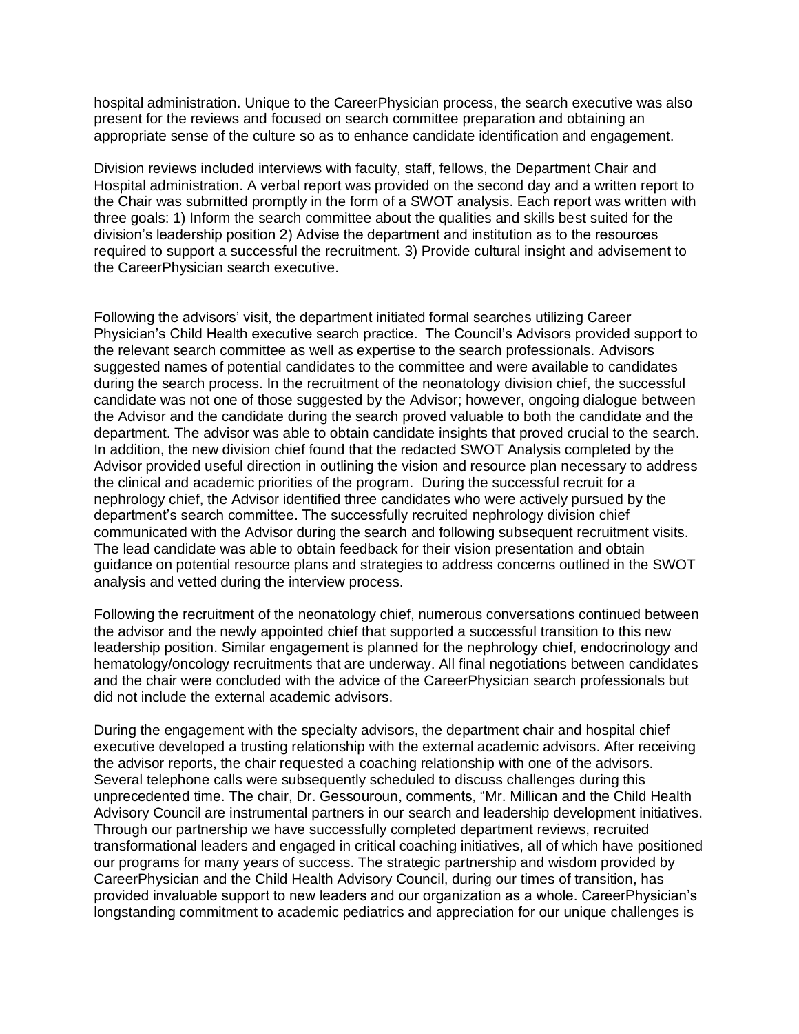hospital administration. Unique to the CareerPhysician process, the search executive was also present for the reviews and focused on search committee preparation and obtaining an appropriate sense of the culture so as to enhance candidate identification and engagement.

Division reviews included interviews with faculty, staff, fellows, the Department Chair and Hospital administration. A verbal report was provided on the second day and a written report to the Chair was submitted promptly in the form of a SWOT analysis. Each report was written with three goals: 1) Inform the search committee about the qualities and skills best suited for the division's leadership position 2) Advise the department and institution as to the resources required to support a successful the recruitment. 3) Provide cultural insight and advisement to the CareerPhysician search executive.

Following the advisors' visit, the department initiated formal searches utilizing Career Physician's Child Health executive search practice. The Council's Advisors provided support to the relevant search committee as well as expertise to the search professionals. Advisors suggested names of potential candidates to the committee and were available to candidates during the search process. In the recruitment of the neonatology division chief, the successful candidate was not one of those suggested by the Advisor; however, ongoing dialogue between the Advisor and the candidate during the search proved valuable to both the candidate and the department. The advisor was able to obtain candidate insights that proved crucial to the search. In addition, the new division chief found that the redacted SWOT Analysis completed by the Advisor provided useful direction in outlining the vision and resource plan necessary to address the clinical and academic priorities of the program. During the successful recruit for a nephrology chief, the Advisor identified three candidates who were actively pursued by the department's search committee. The successfully recruited nephrology division chief communicated with the Advisor during the search and following subsequent recruitment visits. The lead candidate was able to obtain feedback for their vision presentation and obtain guidance on potential resource plans and strategies to address concerns outlined in the SWOT analysis and vetted during the interview process.

Following the recruitment of the neonatology chief, numerous conversations continued between the advisor and the newly appointed chief that supported a successful transition to this new leadership position. Similar engagement is planned for the nephrology chief, endocrinology and hematology/oncology recruitments that are underway. All final negotiations between candidates and the chair were concluded with the advice of the CareerPhysician search professionals but did not include the external academic advisors.

During the engagement with the specialty advisors, the department chair and hospital chief executive developed a trusting relationship with the external academic advisors. After receiving the advisor reports, the chair requested a coaching relationship with one of the advisors. Several telephone calls were subsequently scheduled to discuss challenges during this unprecedented time. The chair, Dr. Gessouroun, comments, "Mr. Millican and the Child Health Advisory Council are instrumental partners in our search and leadership development initiatives. Through our partnership we have successfully completed department reviews, recruited transformational leaders and engaged in critical coaching initiatives, all of which have positioned our programs for many years of success. The strategic partnership and wisdom provided by CareerPhysician and the Child Health Advisory Council, during our times of transition, has provided invaluable support to new leaders and our organization as a whole. CareerPhysician's longstanding commitment to academic pediatrics and appreciation for our unique challenges is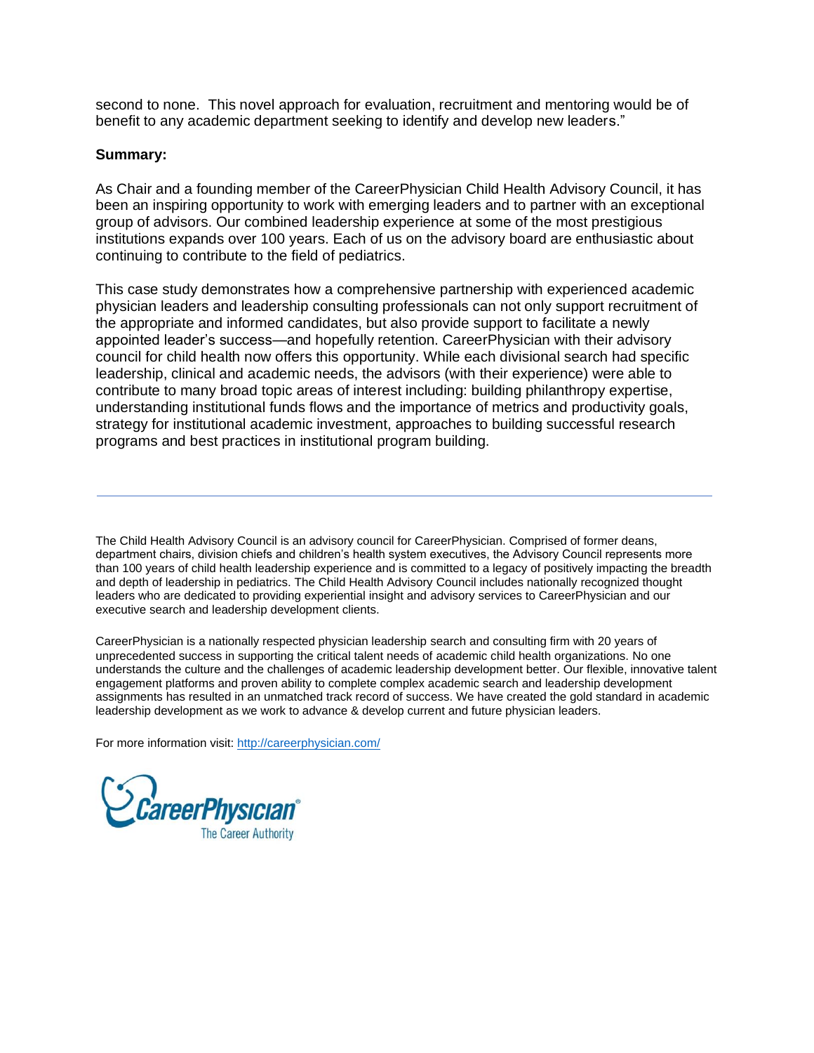second to none. This novel approach for evaluation, recruitment and mentoring would be of benefit to any academic department seeking to identify and develop new leaders."

**Summary:**

As Chair and a founding member of the CareerPhysician Child Health Advisory Council, it has been an inspiring opportunity to work with emerging leaders and to partner with an exceptional group of advisors. Our combined leadership experience at some of the most prestigious institutions expands over 100 years. Each of us on the advisory board are enthusiastic about continuing to contribute to the field of pediatrics.

This case study demonstrates how a comprehensive partnership with experienced academic physician leaders and leadership consulting professionals can not only support recruitment of the appropriate and informed candidates, but also provide support to facilitate a newly appointed leader's success—and hopefully retention. CareerPhysician with their advisory council for child health now offers this opportunity. While each divisional search had specific leadership, clinical and academic needs, the advisors (with their experience) were able to contribute to many broad topic areas of interest including: building philanthropy expertise, understanding institutional funds flows and the importance of metrics and productivity goals, strategy for institutional academic investment, approaches to building successful research programs and best practices in institutional program building.

---

The Child Health Advisory Council is an advisory council for CareerPhysician. Comprised of former deans, department chairs, division chiefs and children's health system executives, the Advisory Council represents more than 100 years of child health leadership experience and is committed to a legacy of positively impacting the breadth and depth of leadership in pediatrics. The Child Health Advisory Council includes nationally recognized thought leaders who are dedicated to providing experiential insight and advisory services to CareerPhysician and our executive search and leadership development clients.

CareerPhysician is a nationally respected physician leadership search and consulting firm with 20 years of unprecedented success in supporting the critical talent needs of academic child health organizations. No one understands the culture and the challenges of academic leadership development better. Our flexible, innovative talent engagement platforms and proven ability to complete complex academic search and leadership development assignments has resulted in an unmatched track record of success. We have created the gold standard in academic leadership development as we work to advance & develop current and future physician leaders.

For more information visit: [http://careerphysician.com/](http://careerphysician.com/)

CareerPhysician®
The Career Authority